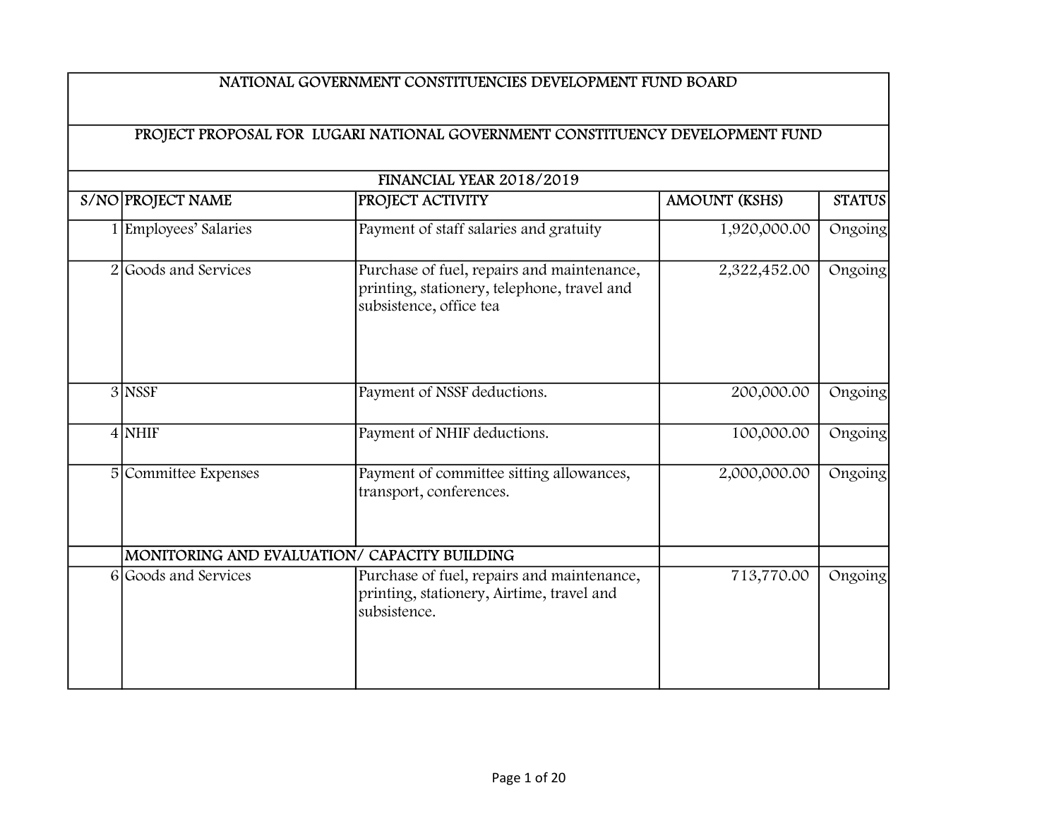| NATIONAL GOVERNMENT CONSTITUENCIES DEVELOPMENT FUND BOARD | | | | |
|---|---|---|---|---|
| PROJECT PROPOSAL FOR LUGARI NATIONAL GOVERNMENT CONSTITUENCY DEVELOPMENT FUND | | | | |
| FINANCIAL YEAR 2018/2019 | | | | |
| S/NO | PROJECT NAME | PROJECT ACTIVITY | AMOUNT (KSHS) | STATUS |
| 1 | Employees' Salaries | Payment of staff salaries and gratuity | 1,920,000.00 | Ongoing |
| 2 | Goods and Services | Purchase of fuel, repairs and maintenance, printing, stationery, telephone, travel and subsistence, office tea | 2,322,452.00 | Ongoing |
| 3 | NSSF | Payment of NSSF deductions. | 200,000.00 | Ongoing |
| 4 | NHIF | Payment of NHIF deductions. | 100,000.00 | Ongoing |
| 5 | Committee Expenses | Payment of committee sitting allowances, transport, conferences. | 2,000,000.00 | Ongoing |
| | MONITORING AND EVALUATION/ CAPACITY BUILDING | | | |
| 6 | Goods and Services | Purchase of fuel, repairs and maintenance, printing, stationery, Airtime, travel and subsistence. | 713,770.00 | Ongoing |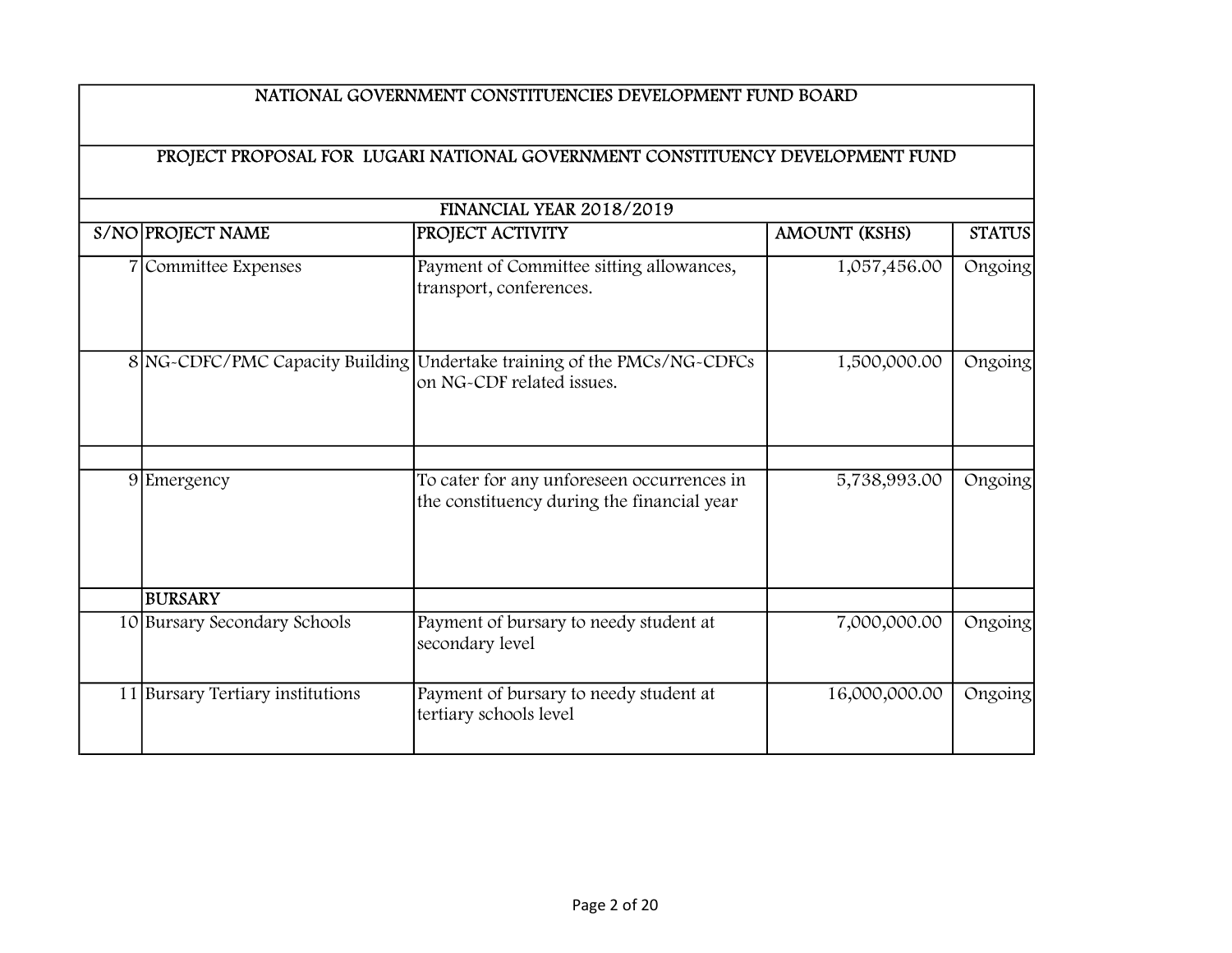## NATIONAL GOVERNMENT CONSTITUENCIES DEVELOPMENT FUND BOARD

## PROJECT PROPOSAL FOR LUGARI NATIONAL GOVERNMENT CONSTITUENCY DEVELOPMENT FUND

### FINANCIAL YEAR 2018/2019

| S/NO | PROJECT NAME | PROJECT ACTIVITY | AMOUNT (KSHS) | STATUS |
|---|---|---|---|---|
| 7 | Committee Expenses | Payment of Committee sitting allowances, transport, conferences. | 1,057,456.00 | Ongoing |
| 8 | NG-CDFC/PMC Capacity Building | Undertake training of the PMCs/NG-CDFCs on NG-CDF related issues. | 1,500,000.00 | Ongoing |
| | | | | |
| 9 | Emergency | To cater for any unforeseen occurrences in the constituency during the financial year | 5,738,993.00 | Ongoing |
| | **BURSARY** | | | |
| 10 | Bursary Secondary Schools | Payment of bursary to needy student at secondary level | 7,000,000.00 | Ongoing |
| 11 | Bursary Tertiary institutions | Payment of bursary to needy student at tertiary schools level | 16,000,000.00 | Ongoing |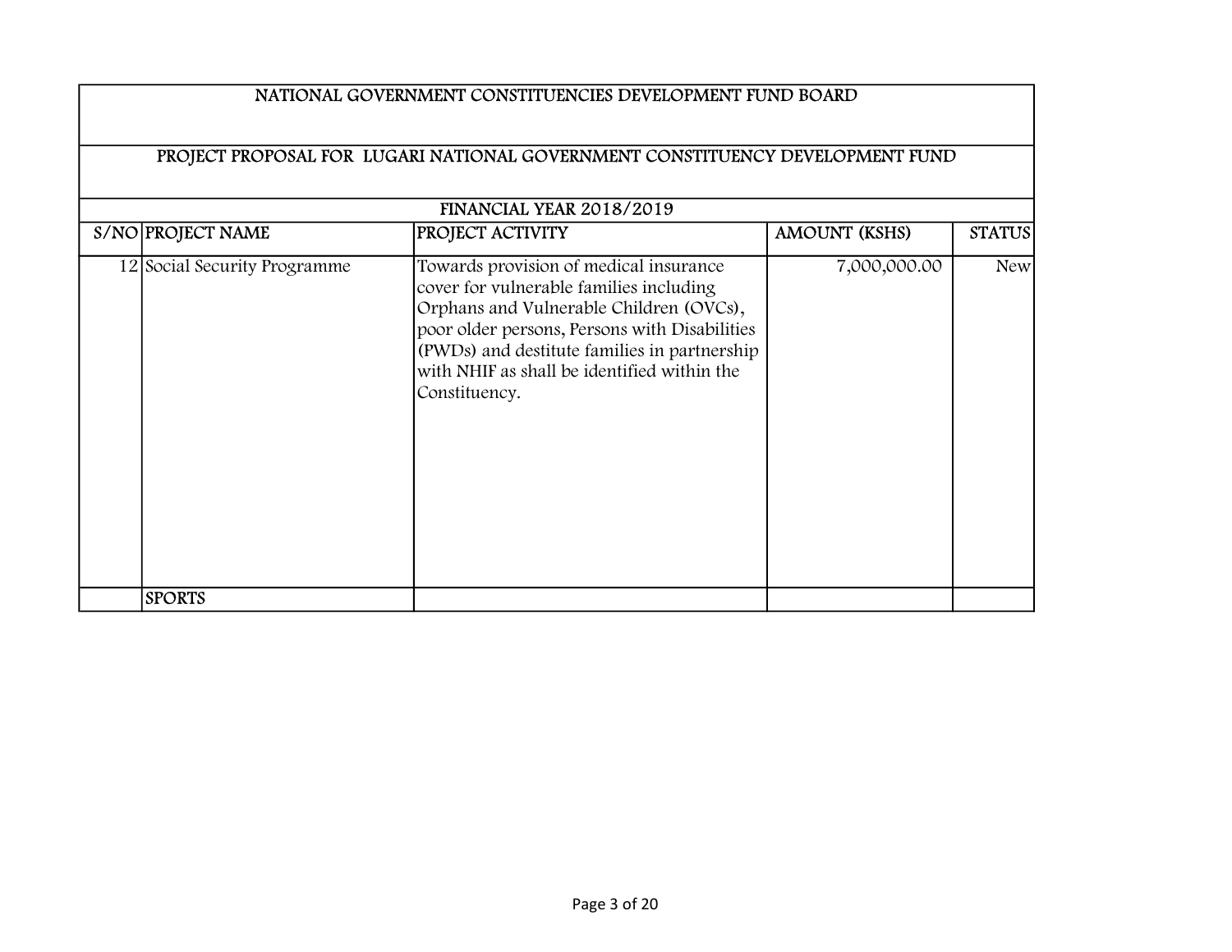# NATIONAL GOVERNMENT CONSTITUENCIES DEVELOPMENT FUND BOARD

## PROJECT PROPOSAL FOR LUGARI NATIONAL GOVERNMENT CONSTITUENCY DEVELOPMENT FUND

### FINANCIAL YEAR 2018/2019

| S/NO | PROJECT NAME | PROJECT ACTIVITY | AMOUNT (KSHS) | STATUS |
|---|---|---|---|---|
| 12 | Social Security Programme | Towards provision of medical insurance cover for vulnerable families including Orphans and Vulnerable Children (OVCs), poor older persons, Persons with Disabilities (PWDs) and destitute families in partnership with NHIF as shall be identified within the Constituency. | 7,000,000.00 | New |
| | SPORTS | | | |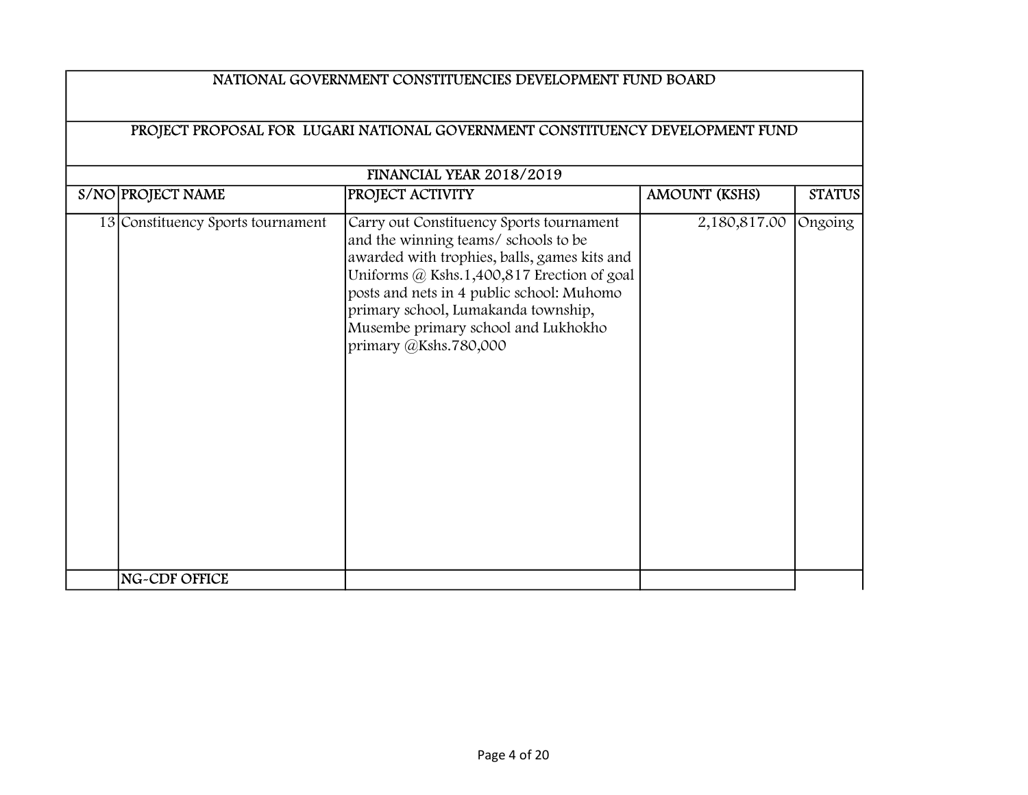NATIONAL GOVERNMENT CONSTITUENCIES DEVELOPMENT FUND BOARD

PROJECT PROPOSAL FOR LUGARI NATIONAL GOVERNMENT CONSTITUENCY DEVELOPMENT FUND

FINANCIAL YEAR 2018/2019

| S/NO | PROJECT NAME | PROJECT ACTIVITY | AMOUNT (KSHS) | STATUS |
|---|---|---|---|---|
| 13 | Constituency Sports tournament | Carry out Constituency Sports tournament and the winning teams/ schools to be awarded with trophies, balls, games kits and Uniforms @ Kshs.1,400,817 Erection of goal posts and nets in 4 public school: Muhomo primary school, Lumakanda township, Musembe primary school and Lukhokho primary @Kshs.780,000 | 2,180,817.00 | Ongoing |
| | NG-CDF OFFICE | | | |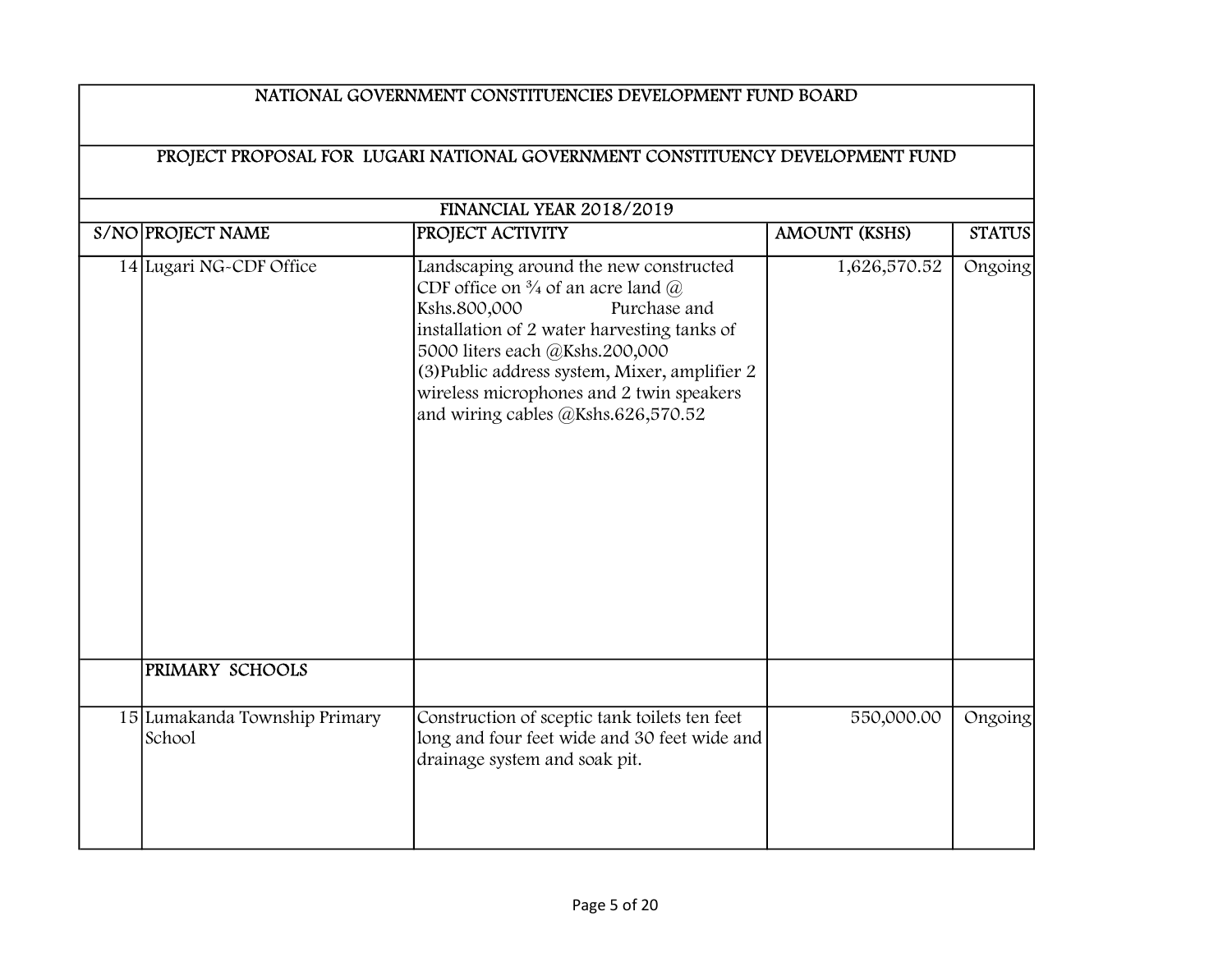| NATIONAL GOVERNMENT CONSTITUENCIES DEVELOPMENT FUND BOARD | | | | |
|---|---|---|---|---|
| PROJECT PROPOSAL FOR LUGARI NATIONAL GOVERNMENT CONSTITUENCY DEVELOPMENT FUND | | | | |
| FINANCIAL YEAR 2018/2019 | | | | |
| S/NO | PROJECT NAME | PROJECT ACTIVITY | AMOUNT (KSHS) | STATUS |
| 14 | Lugari NG-CDF Office | Landscaping around the new constructed CDF office on ¾ of an acre land @ Kshs.800,000 Purchase and installation of 2 water harvesting tanks of 5000 liters each @Kshs.200,000 (3)Public address system, Mixer, amplifier 2 wireless microphones and 2 twin speakers and wiring cables @Kshs.626,570.52 | 1,626,570.52 | Ongoing |
| | PRIMARY SCHOOLS | | | |
| 15 | Lumakanda Township Primary School | Construction of sceptic tank toilets ten feet long and four feet wide and 30 feet wide and drainage system and soak pit. | 550,000.00 | Ongoing |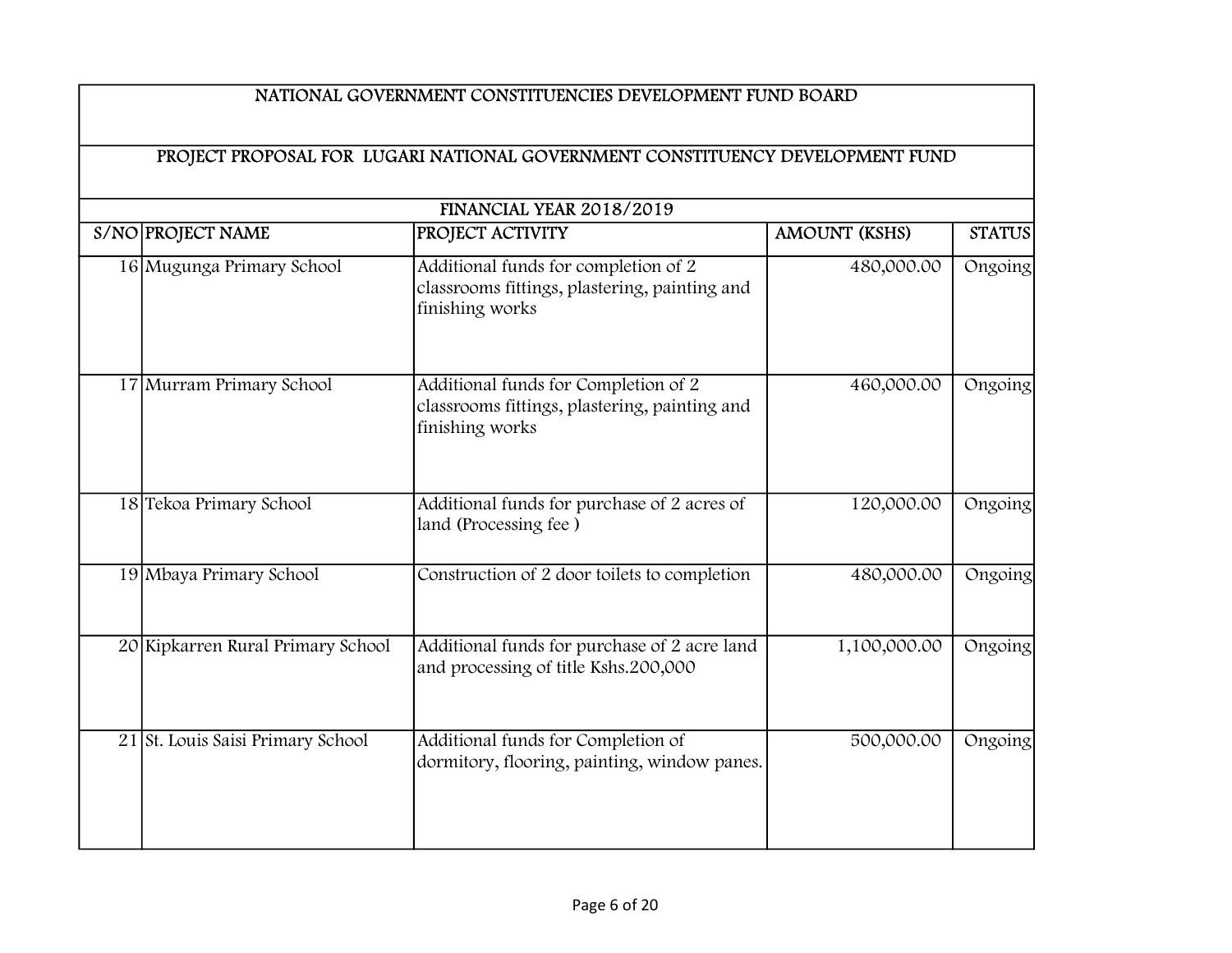| NATIONAL GOVERNMENT CONSTITUENCIES DEVELOPMENT FUND BOARD | | | | |
|---|---|---|---|---|
| PROJECT PROPOSAL FOR LUGARI NATIONAL GOVERNMENT CONSTITUENCY DEVELOPMENT FUND | | | | |
| FINANCIAL YEAR 2018/2019 | | | | |
| S/NO | PROJECT NAME | PROJECT ACTIVITY | AMOUNT (KSHS) | STATUS |
| 16 | Mugunga Primary School | Additional funds for completion of 2 classrooms fittings, plastering, painting and finishing works | 480,000.00 | Ongoing |
| 17 | Murram Primary School | Additional funds for Completion of 2 classrooms fittings, plastering, painting and finishing works | 460,000.00 | Ongoing |
| 18 | Tekoa Primary School | Additional funds for purchase of 2 acres of land (Processing fee ) | 120,000.00 | Ongoing |
| 19 | Mbaya Primary School | Construction of 2 door toilets to completion | 480,000.00 | Ongoing |
| 20 | Kipkarren Rural Primary School | Additional funds for purchase of 2 acre land and processing of title Kshs.200,000 | 1,100,000.00 | Ongoing |
| 21 | St. Louis Saisi Primary School | Additional funds for Completion of dormitory, flooring, painting, window panes. | 500,000.00 | Ongoing |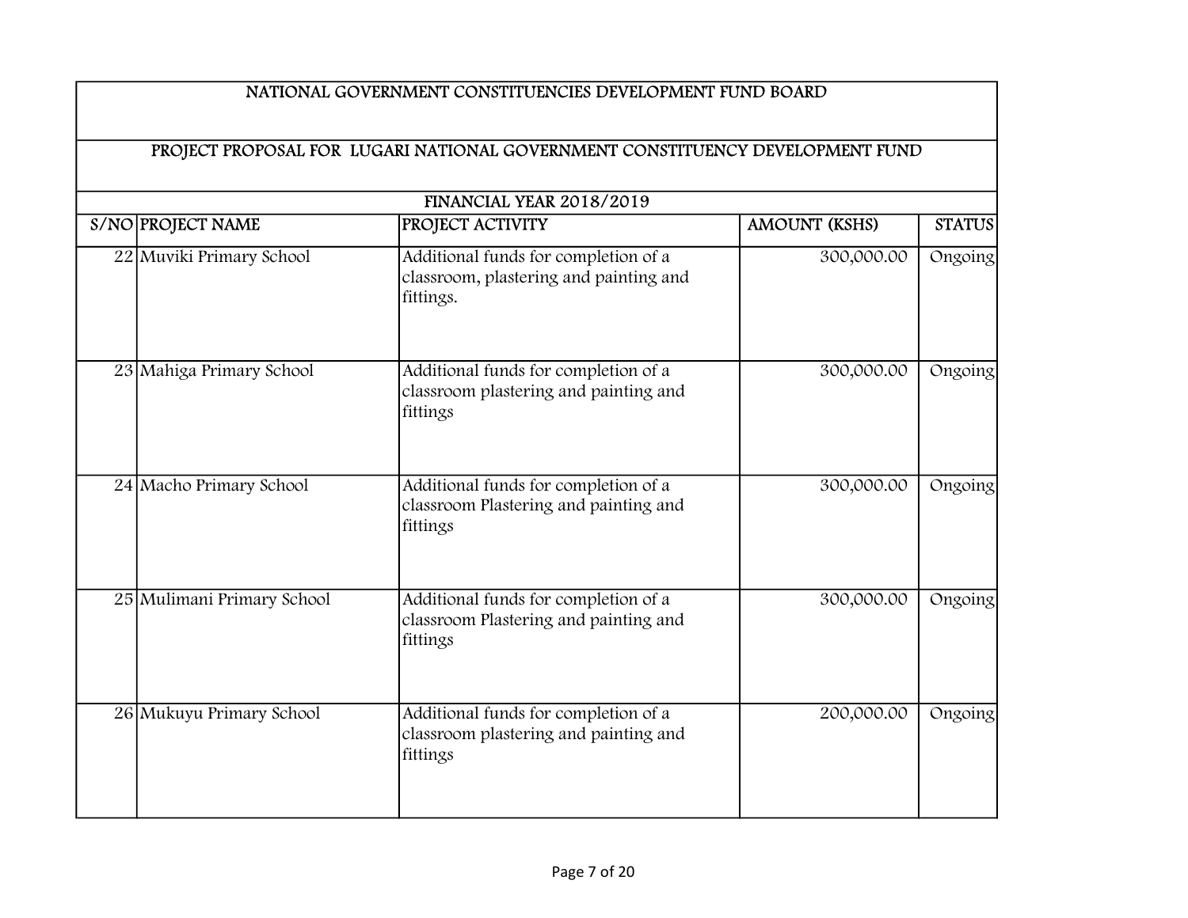| NATIONAL GOVERNMENT CONSTITUENCIES DEVELOPMENT FUND BOARD | | | | |
|---|---|---|---|---|
| PROJECT PROPOSAL FOR LUGARI NATIONAL GOVERNMENT CONSTITUENCY DEVELOPMENT FUND | | | | |
| FINANCIAL YEAR 2018/2019 | | | | |
| S/NO | PROJECT NAME | PROJECT ACTIVITY | AMOUNT (KSHS) | STATUS |
| 22 | Muviki Primary School | Additional funds for completion of a classroom, plastering and painting and fittings. | 300,000.00 | Ongoing |
| 23 | Mahiga Primary School | Additional funds for completion of a classroom plastering and painting and fittings | 300,000.00 | Ongoing |
| 24 | Macho Primary School | Additional funds for completion of a classroom Plastering and painting and fittings | 300,000.00 | Ongoing |
| 25 | Mulimani Primary School | Additional funds for completion of a classroom Plastering and painting and fittings | 300,000.00 | Ongoing |
| 26 | Mukuyu Primary School | Additional funds for completion of a classroom plastering and painting and fittings | 200,000.00 | Ongoing |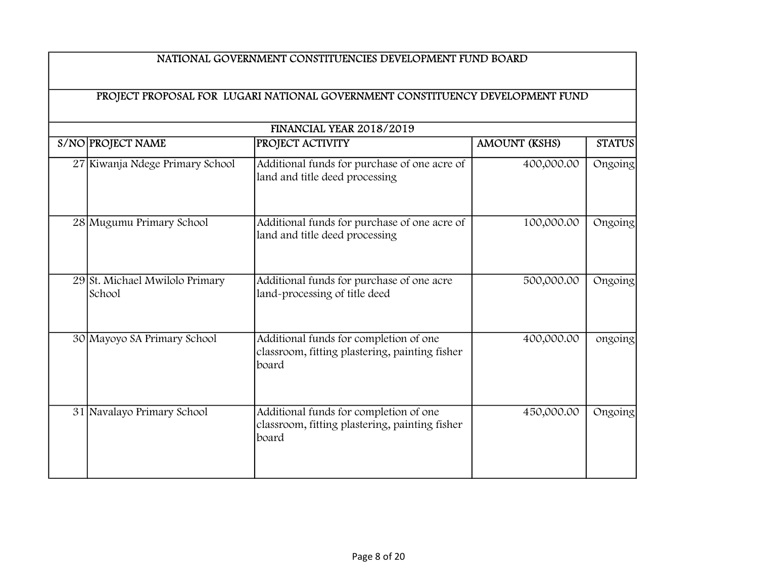| NATIONAL GOVERNMENT CONSTITUENCIES DEVELOPMENT FUND BOARD | | | | |
|---|---|---|---|---|
| PROJECT PROPOSAL FOR LUGARI NATIONAL GOVERNMENT CONSTITUENCY DEVELOPMENT FUND | | | | |
| FINANCIAL YEAR 2018/2019 | | | | |
| S/NO | PROJECT NAME | PROJECT ACTIVITY | AMOUNT (KSHS) | STATUS |
| 27 | Kiwanja Ndege Primary School | Additional funds for purchase of one acre of land and title deed processing | 400,000.00 | Ongoing |
| 28 | Mugumu Primary School | Additional funds for purchase of one acre of land and title deed processing | 100,000.00 | Ongoing |
| 29 | St. Michael Mwilolo Primary School | Additional funds for purchase of one acre land-processing of title deed | 500,000.00 | Ongoing |
| 30 | Mayoyo SA Primary School | Additional funds for completion of one classroom, fitting plastering, painting fisher board | 400,000.00 | ongoing |
| 31 | Navalayo Primary School | Additional funds for completion of one classroom, fitting plastering, painting fisher board | 450,000.00 | Ongoing |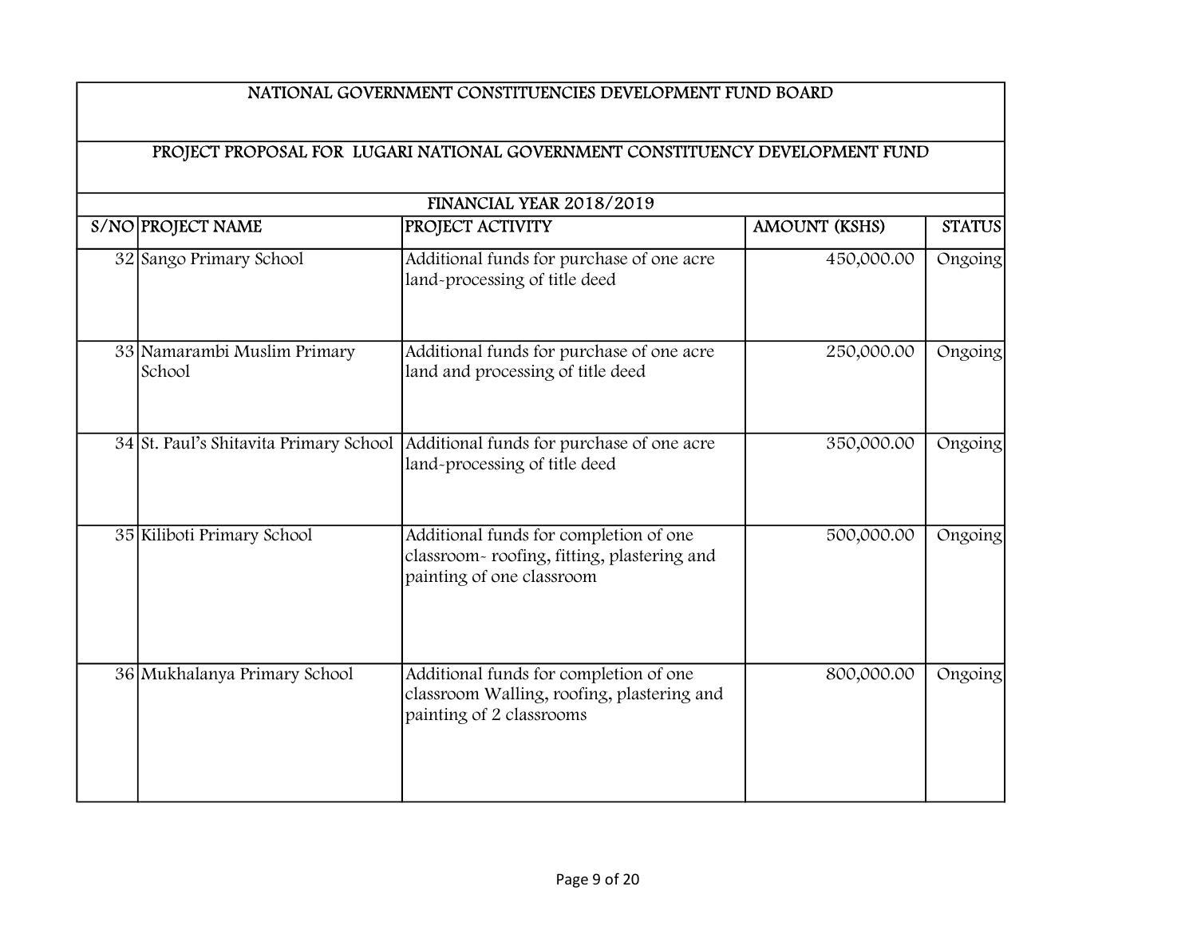| NATIONAL GOVERNMENT CONSTITUENCIES DEVELOPMENT FUND BOARD | | | | |
|---|---|---|---|---|
| PROJECT PROPOSAL FOR LUGARI NATIONAL GOVERNMENT CONSTITUENCY DEVELOPMENT FUND | | | | |
| FINANCIAL YEAR 2018/2019 | | | | |
| S/NO | PROJECT NAME | PROJECT ACTIVITY | AMOUNT (KSHS) | STATUS |
| 32 | Sango Primary School | Additional funds for purchase of one acre land-processing of title deed | 450,000.00 | Ongoing |
| 33 | Namarambi Muslim Primary School | Additional funds for purchase of one acre land and processing of title deed | 250,000.00 | Ongoing |
| 34 | St. Paul's Shitavita Primary School | Additional funds for purchase of one acre land-processing of title deed | 350,000.00 | Ongoing |
| 35 | Kiliboti Primary School | Additional funds for completion of one classroom- roofing, fitting, plastering and painting of one classroom | 500,000.00 | Ongoing |
| 36 | Mukhalanya Primary School | Additional funds for completion of one classroom Walling, roofing, plastering and painting of 2 classrooms | 800,000.00 | Ongoing |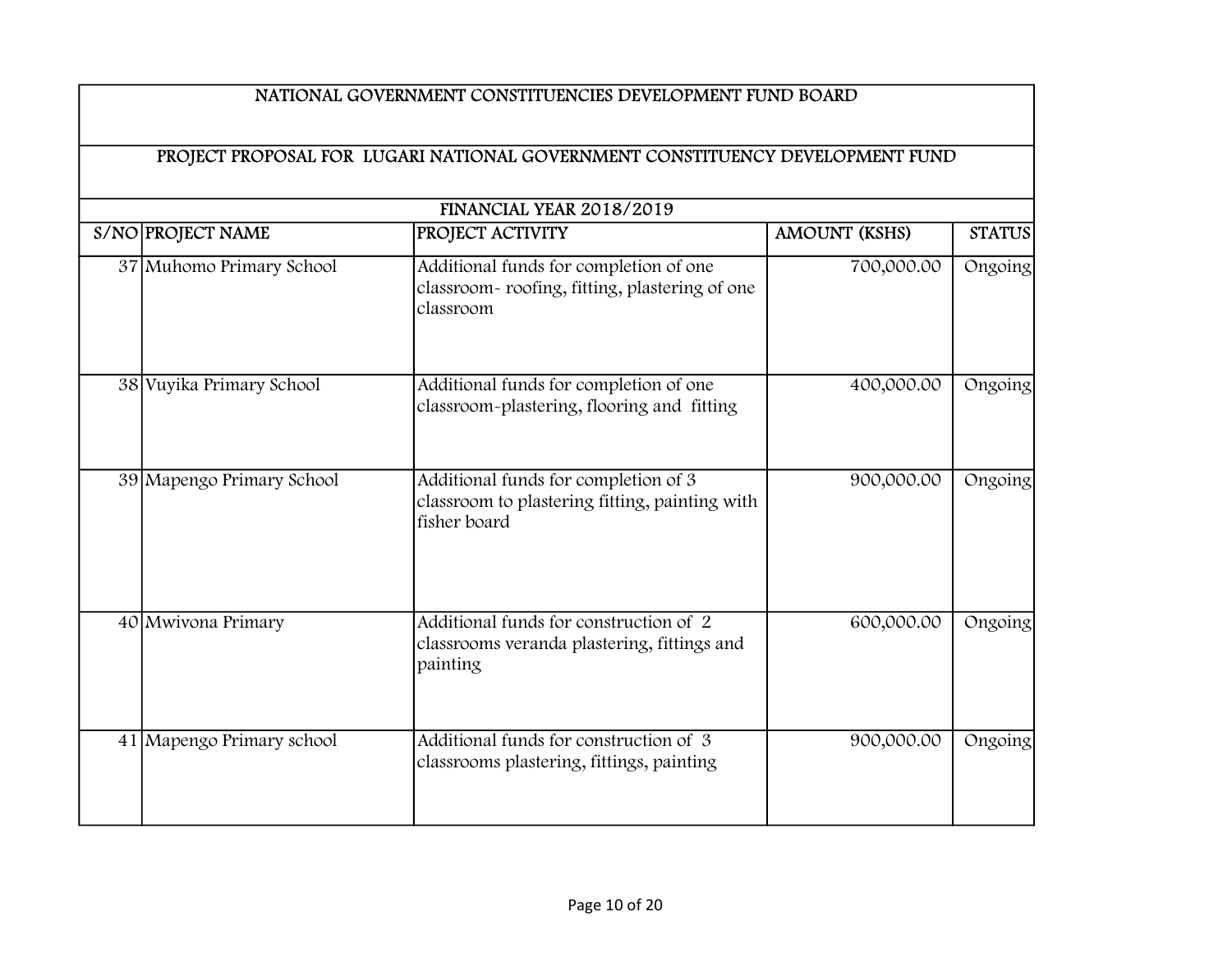| NATIONAL GOVERNMENT CONSTITUENCIES DEVELOPMENT FUND BOARD | | | | |
|---|---|---|---|---|
| PROJECT PROPOSAL FOR LUGARI NATIONAL GOVERNMENT CONSTITUENCY DEVELOPMENT FUND | | | | |
| FINANCIAL YEAR 2018/2019 | | | | |
| S/NO | PROJECT NAME | PROJECT ACTIVITY | AMOUNT (KSHS) | STATUS |
| 37 | Muhomo Primary School | Additional funds for completion of one classroom- roofing, fitting, plastering of one classroom | 700,000.00 | Ongoing |
| 38 | Vuyika Primary School | Additional funds for completion of one classroom-plastering, flooring and fitting | 400,000.00 | Ongoing |
| 39 | Mapengo Primary School | Additional funds for completion of 3 classroom to plastering fitting, painting with fisher board | 900,000.00 | Ongoing |
| 40 | Mwivona Primary | Additional funds for construction of 2 classrooms veranda plastering, fittings and painting | 600,000.00 | Ongoing |
| 41 | Mapengo Primary school | Additional funds for construction of 3 classrooms plastering, fittings, painting | 900,000.00 | Ongoing |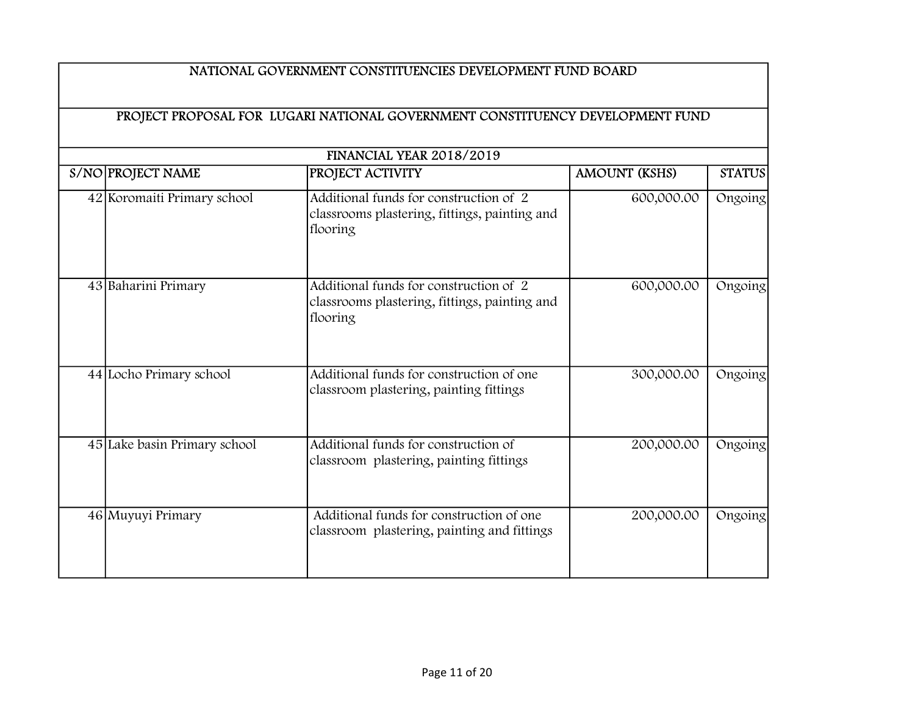| NATIONAL GOVERNMENT CONSTITUENCIES DEVELOPMENT FUND BOARD | | | | |
|---|---|---|---|---|
| PROJECT PROPOSAL FOR LUGARI NATIONAL GOVERNMENT CONSTITUENCY DEVELOPMENT FUND | | | | |
| FINANCIAL YEAR 2018/2019 | | | | |
| S/NO | PROJECT NAME | PROJECT ACTIVITY | AMOUNT (KSHS) | STATUS |
| 42 | Koromaiti Primary school | Additional funds for construction of 2 classrooms plastering, fittings, painting and flooring | 600,000.00 | Ongoing |
| 43 | Baharini Primary | Additional funds for construction of 2 classrooms plastering, fittings, painting and flooring | 600,000.00 | Ongoing |
| 44 | Locho Primary school | Additional funds for construction of one classroom plastering, painting fittings | 300,000.00 | Ongoing |
| 45 | Lake basin Primary school | Additional funds for construction of classroom plastering, painting fittings | 200,000.00 | Ongoing |
| 46 | Muyuyi Primary | Additional funds for construction of one classroom plastering, painting and fittings | 200,000.00 | Ongoing |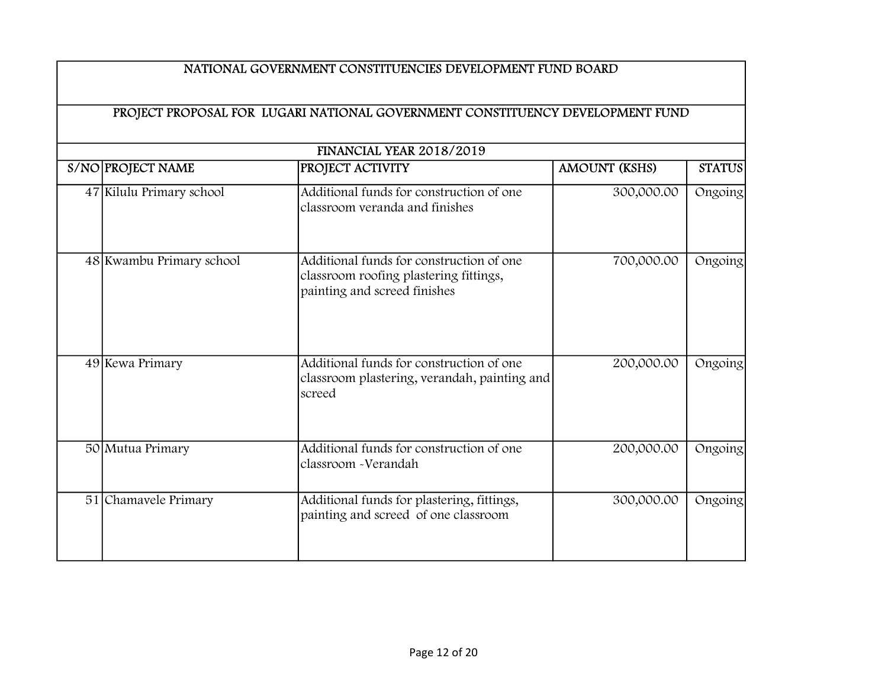| NATIONAL GOVERNMENT CONSTITUENCIES DEVELOPMENT FUND BOARD | | | | |
|---|---|---|---|---|
| PROJECT PROPOSAL FOR LUGARI NATIONAL GOVERNMENT CONSTITUENCY DEVELOPMENT FUND | | | | |
| FINANCIAL YEAR 2018/2019 | | | | |
| S/NO | PROJECT NAME | PROJECT ACTIVITY | AMOUNT (KSHS) | STATUS |
| 47 | Kilulu Primary school | Additional funds for construction of one classroom veranda and finishes | 300,000.00 | Ongoing |
| 48 | Kwambu Primary school | Additional funds for construction of one classroom roofing plastering fittings, painting and screed finishes | 700,000.00 | Ongoing |
| 49 | Kewa Primary | Additional funds for construction of one classroom plastering, verandah, painting and screed | 200,000.00 | Ongoing |
| 50 | Mutua Primary | Additional funds for construction of one classroom -Verandah | 200,000.00 | Ongoing |
| 51 | Chamavele Primary | Additional funds for plastering, fittings, painting and screed of one classroom | 300,000.00 | Ongoing |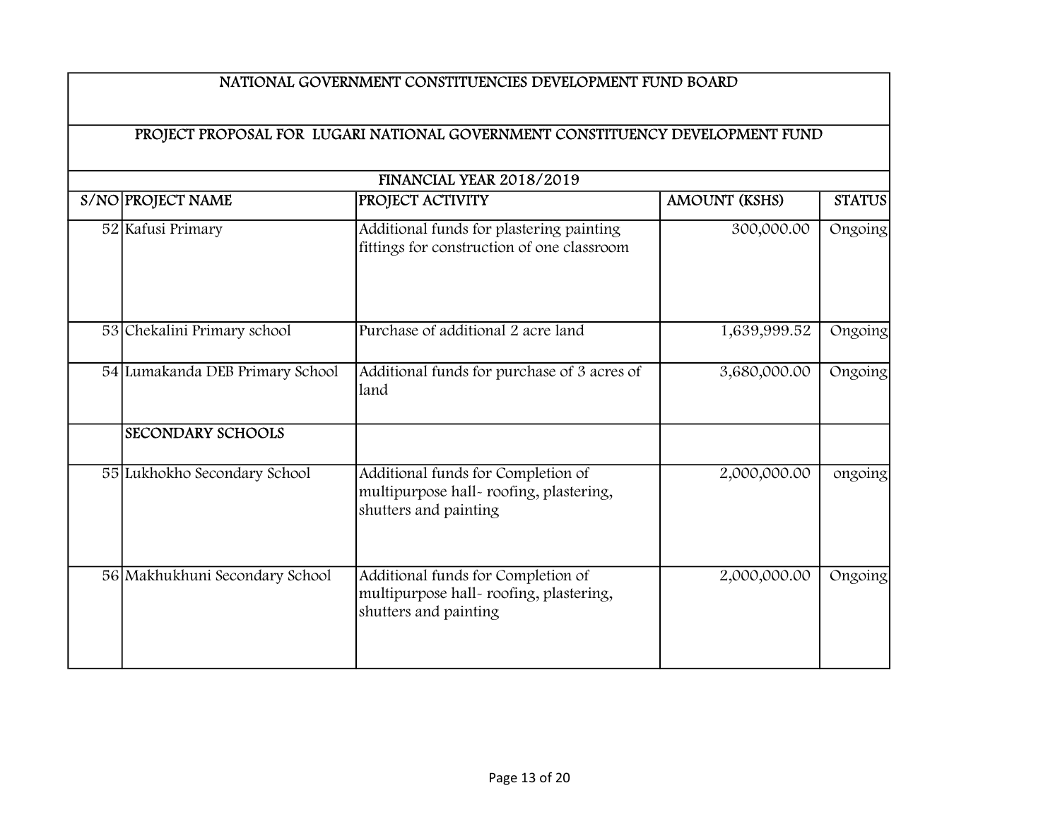| NATIONAL GOVERNMENT CONSTITUENCIES DEVELOPMENT FUND BOARD | | | | |
|---|---|---|---|---|
| PROJECT PROPOSAL FOR LUGARI NATIONAL GOVERNMENT CONSTITUENCY DEVELOPMENT FUND | | | | |
| FINANCIAL YEAR 2018/2019 | | | | |
| S/NO | PROJECT NAME | PROJECT ACTIVITY | AMOUNT (KSHS) | STATUS |
| 52 | Kafusi Primary | Additional funds for plastering painting fittings for construction of one classroom | 300,000.00 | Ongoing |
| 53 | Chekalini Primary school | Purchase of additional 2 acre land | 1,639,999.52 | Ongoing |
| 54 | Lumakanda DEB Primary School | Additional funds for purchase of 3 acres of land | 3,680,000.00 | Ongoing |
| | SECONDARY SCHOOLS | | | |
| 55 | Lukhokho Secondary School | Additional funds for Completion of multipurpose hall- roofing, plastering, shutters and painting | 2,000,000.00 | ongoing |
| 56 | Makhukhuni Secondary School | Additional funds for Completion of multipurpose hall- roofing, plastering, shutters and painting | 2,000,000.00 | Ongoing |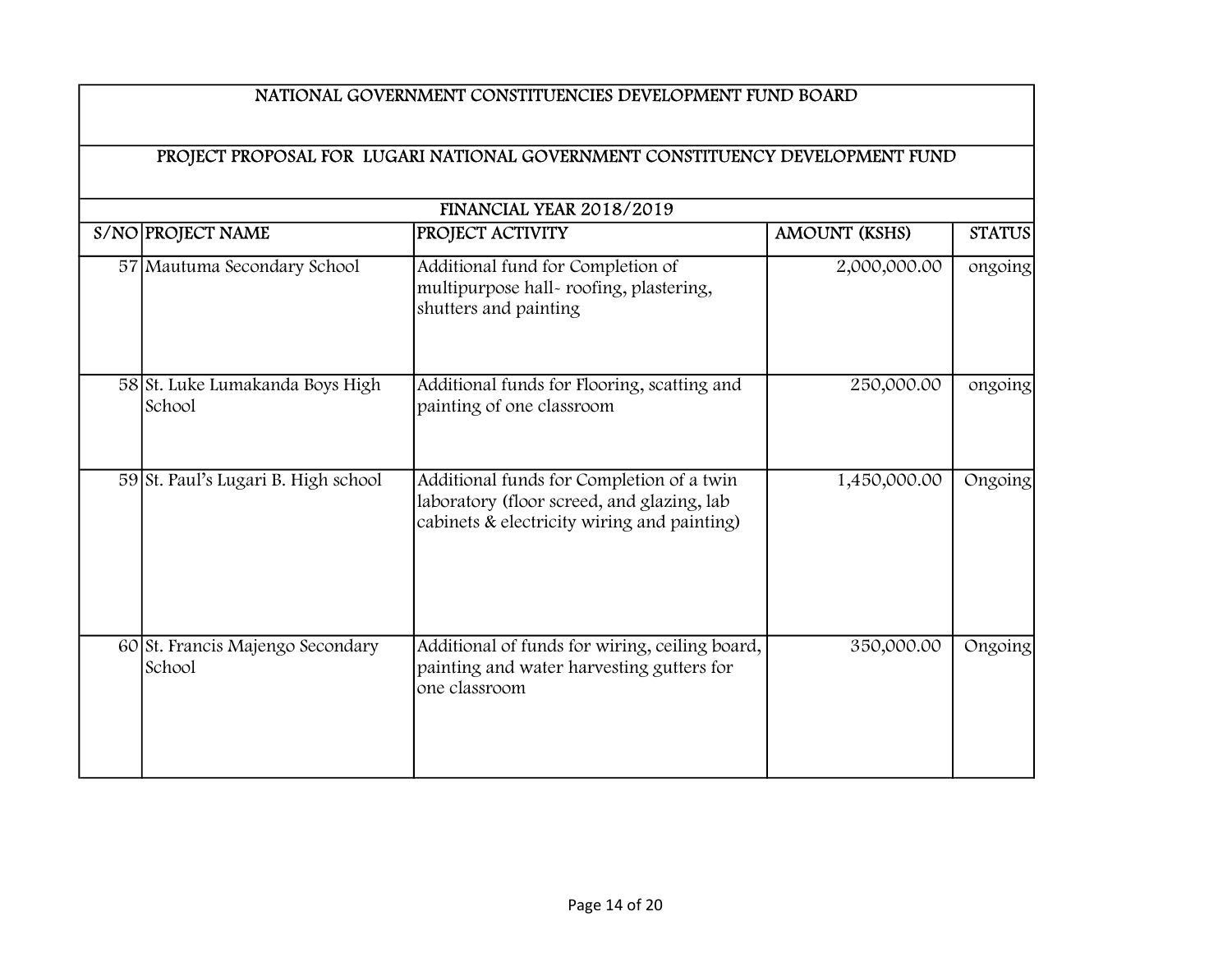## NATIONAL GOVERNMENT CONSTITUENCIES DEVELOPMENT FUND BOARD

## PROJECT PROPOSAL FOR LUGARI NATIONAL GOVERNMENT CONSTITUENCY DEVELOPMENT FUND

### FINANCIAL YEAR 2018/2019

| S/NO | PROJECT NAME | PROJECT ACTIVITY | AMOUNT (KSHS) | STATUS |
|---|---|---|---|---|
| 57 | Mautuma Secondary School | Additional fund for Completion of multipurpose hall- roofing, plastering, shutters and painting | 2,000,000.00 | ongoing |
| 58 | St. Luke Lumakanda Boys High School | Additional funds for Flooring, scatting and painting of one classroom | 250,000.00 | ongoing |
| 59 | St. Paul's Lugari B. High school | Additional funds for Completion of a twin laboratory (floor screed, and glazing, lab cabinets & electricity wiring and painting) | 1,450,000.00 | Ongoing |
| 60 | St. Francis Majengo Secondary School | Additional of funds for wiring, ceiling board, painting and water harvesting gutters for one classroom | 350,000.00 | Ongoing |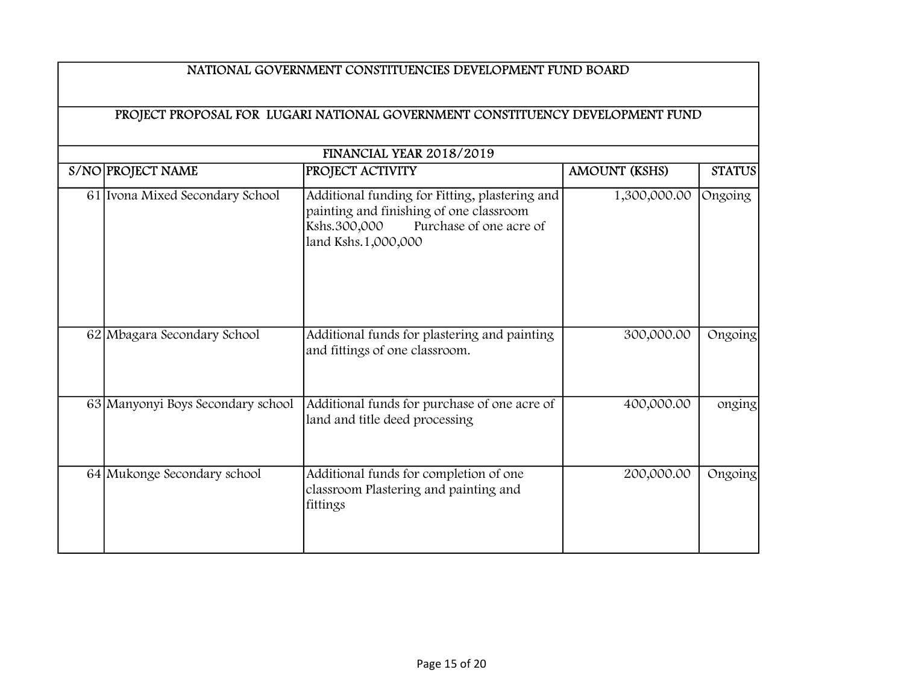| NATIONAL GOVERNMENT CONSTITUENCIES DEVELOPMENT FUND BOARD | | | | |
|---|---|---|---|---|
| PROJECT PROPOSAL FOR LUGARI NATIONAL GOVERNMENT CONSTITUENCY DEVELOPMENT FUND | | | | |
| FINANCIAL YEAR 2018/2019 | | | | |
| S/NO | PROJECT NAME | PROJECT ACTIVITY | AMOUNT (KSHS) | STATUS |
| 61 | Ivona Mixed Secondary School | Additional funding for Fitting, plastering and painting and finishing of one classroom Kshs.300,000 Purchase of one acre of land Kshs.1,000,000 | 1,300,000.00 | Ongoing |
| 62 | Mbagara Secondary School | Additional funds for plastering and painting and fittings of one classroom. | 300,000.00 | Ongoing |
| 63 | Manyonyi Boys Secondary school | Additional funds for purchase of one acre of land and title deed processing | 400,000.00 | onging |
| 64 | Mukonge Secondary school | Additional funds for completion of one classroom Plastering and painting and fittings | 200,000.00 | Ongoing |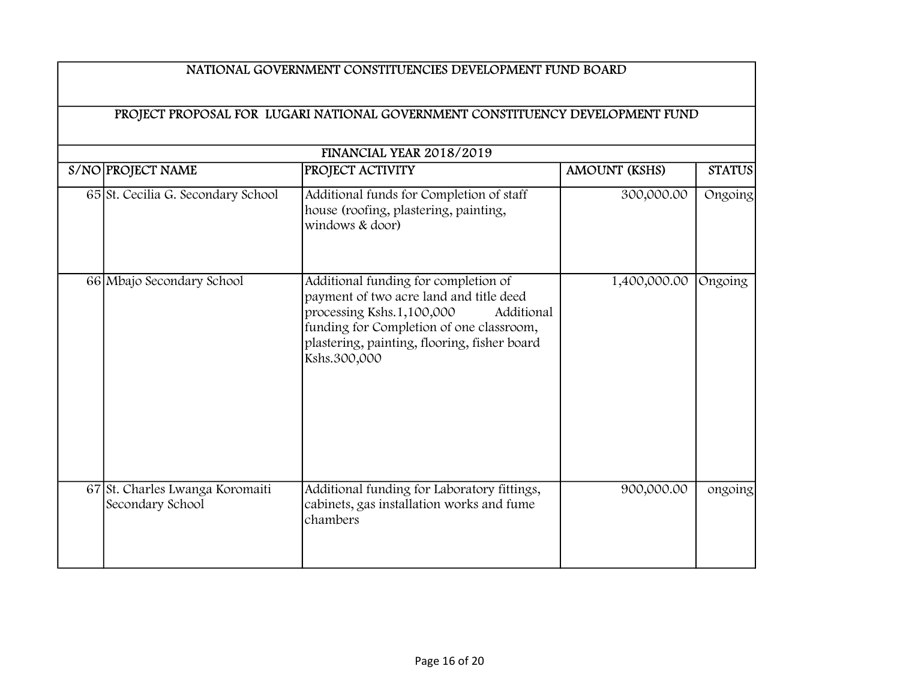| NATIONAL GOVERNMENT CONSTITUENCIES DEVELOPMENT FUND BOARD | | | | |
|---|---|---|---|---|
| PROJECT PROPOSAL FOR LUGARI NATIONAL GOVERNMENT CONSTITUENCY DEVELOPMENT FUND | | | | |
| FINANCIAL YEAR 2018/2019 | | | | |
| S/NO | PROJECT NAME | PROJECT ACTIVITY | AMOUNT (KSHS) | STATUS |
| 65 | St. Cecilia G. Secondary School | Additional funds for Completion of staff house (roofing, plastering, painting, windows & door) | 300,000.00 | Ongoing |
| 66 | Mbajo Secondary School | Additional funding for completion of payment of two acre land and title deed processing Kshs.1,100,000 Additional funding for Completion of one classroom, plastering, painting, flooring, fisher board Kshs.300,000 | 1,400,000.00 | Ongoing |
| 67 | St. Charles Lwanga Koromaiti Secondary School | Additional funding for Laboratory fittings, cabinets, gas installation works and fume chambers | 900,000.00 | ongoing |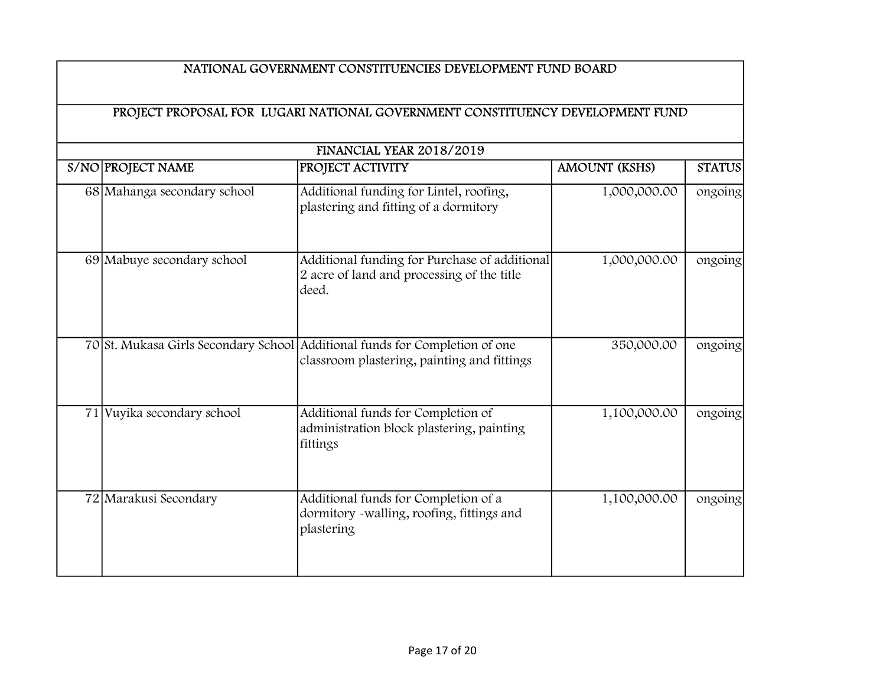| NATIONAL GOVERNMENT CONSTITUENCIES DEVELOPMENT FUND BOARD | | | | |
|---|---|---|---|---|
| PROJECT PROPOSAL FOR LUGARI NATIONAL GOVERNMENT CONSTITUENCY DEVELOPMENT FUND | | | | |
| FINANCIAL YEAR 2018/2019 | | | | |
| S/NO | PROJECT NAME | PROJECT ACTIVITY | AMOUNT (KSHS) | STATUS |
| 68 | Mahanga secondary school | Additional funding for Lintel, roofing, plastering and fitting of a dormitory | 1,000,000.00 | ongoing |
| 69 | Mabuye secondary school | Additional funding for Purchase of additional 2 acre of land and processing of the title deed. | 1,000,000.00 | ongoing |
| 70 | St. Mukasa Girls Secondary School | Additional funds for Completion of one classroom plastering, painting and fittings | 350,000.00 | ongoing |
| 71 | Vuyika secondary school | Additional funds for Completion of administration block plastering, painting fittings | 1,100,000.00 | ongoing |
| 72 | Marakusi Secondary | Additional funds for Completion of a dormitory -walling, roofing, fittings and plastering | 1,100,000.00 | ongoing |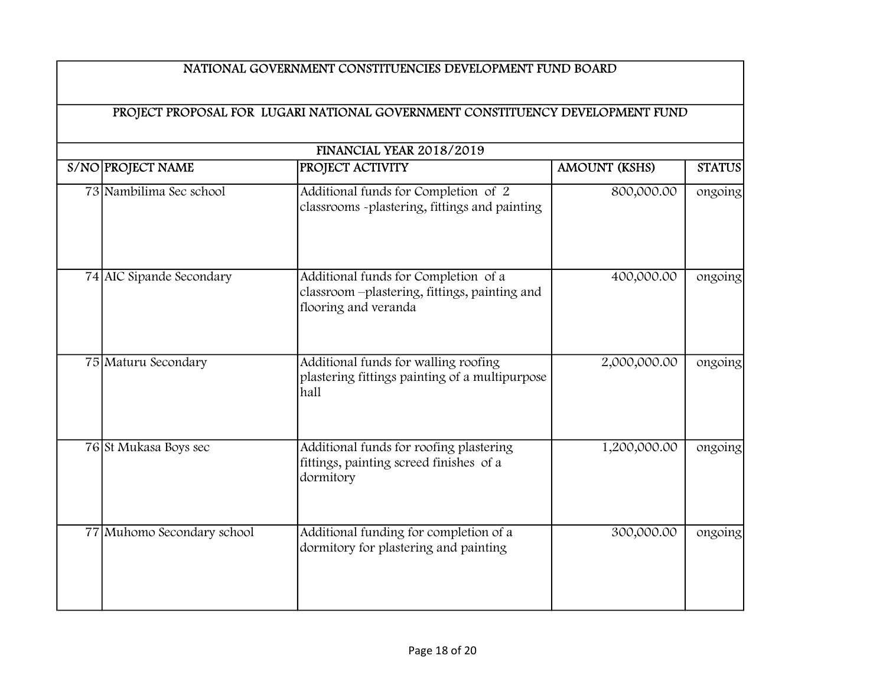## NATIONAL GOVERNMENT CONSTITUENCIES DEVELOPMENT FUND BOARD

## PROJECT PROPOSAL FOR LUGARI NATIONAL GOVERNMENT CONSTITUENCY DEVELOPMENT FUND

### FINANCIAL YEAR 2018/2019

| S/NO | PROJECT NAME | PROJECT ACTIVITY | AMOUNT (KSHS) | STATUS |
|---|---|---|---|---|
| 73 | Nambilima Sec school | Additional funds for Completion of 2 classrooms -plastering, fittings and painting | 800,000.00 | ongoing |
| 74 | AIC Sipande Secondary | Additional funds for Completion of a classroom –plastering, fittings, painting and flooring and veranda | 400,000.00 | ongoing |
| 75 | Maturu Secondary | Additional funds for walling roofing plastering fittings painting of a multipurpose hall | 2,000,000.00 | ongoing |
| 76 | St Mukasa Boys sec | Additional funds for roofing plastering fittings, painting screed finishes of a dormitory | 1,200,000.00 | ongoing |
| 77 | Muhomo Secondary school | Additional funding for completion of a dormitory for plastering and painting | 300,000.00 | ongoing |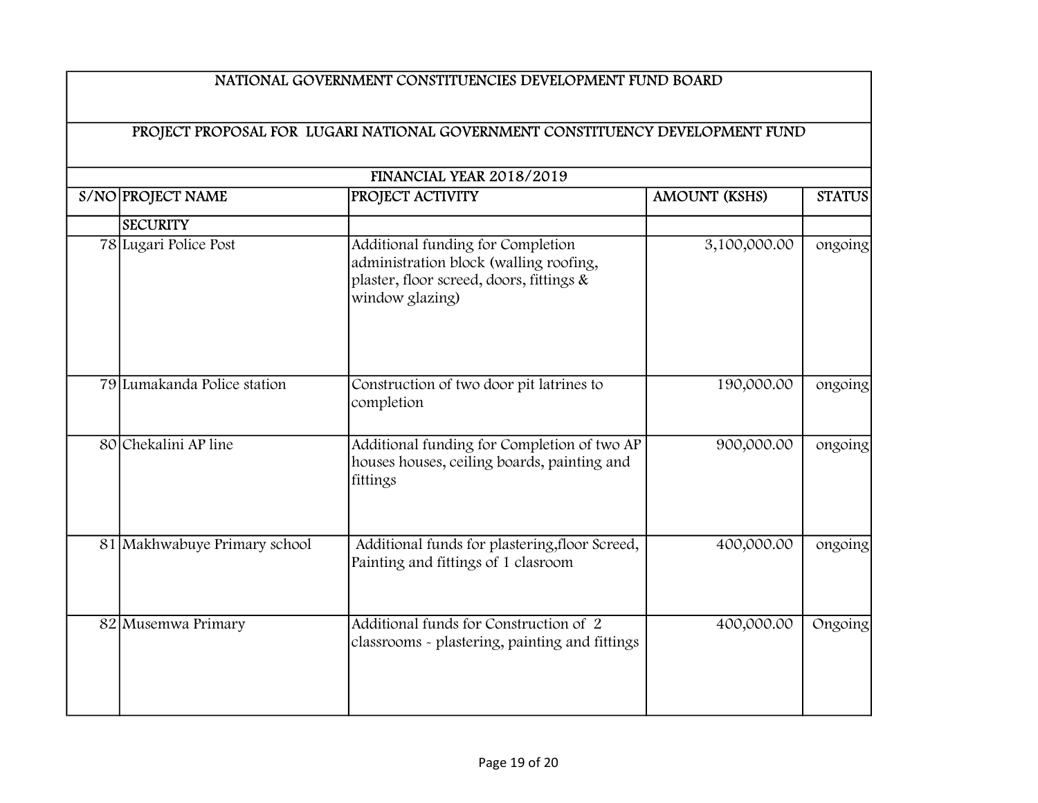| NATIONAL GOVERNMENT CONSTITUENCIES DEVELOPMENT FUND BOARD | | | | |
|---|---|---|---|---|
| PROJECT PROPOSAL FOR LUGARI NATIONAL GOVERNMENT CONSTITUENCY DEVELOPMENT FUND | | | | |
| FINANCIAL YEAR 2018/2019 | | | | |
| S/NO | PROJECT NAME | PROJECT ACTIVITY | AMOUNT (KSHS) | STATUS |
| | SECURITY | | | |
| 78 | Lugari Police Post | Additional funding for Completion administration block (walling roofing, plaster, floor screed, doors, fittings & window glazing) | 3,100,000.00 | ongoing |
| 79 | Lumakanda Police station | Construction of two door pit latrines to completion | 190,000.00 | ongoing |
| 80 | Chekalini AP line | Additional funding for Completion of two AP houses houses, ceiling boards, painting and fittings | 900,000.00 | ongoing |
| 81 | Makhwabuye Primary school | Additional funds for plastering,floor Screed, Painting and fittings of 1 clasroom | 400,000.00 | ongoing |
| 82 | Musemwa Primary | Additional funds for Construction of 2 classrooms - plastering, painting and fittings | 400,000.00 | Ongoing |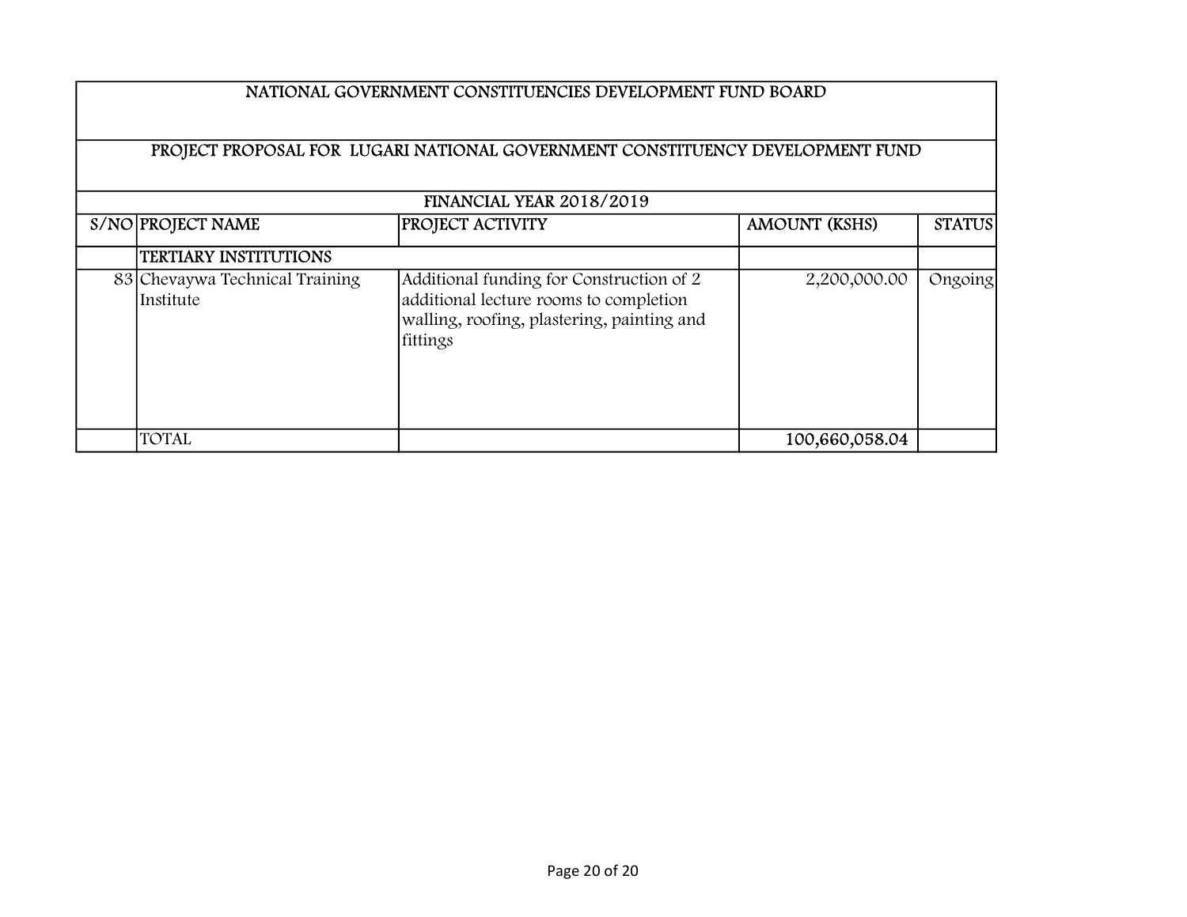| NATIONAL GOVERNMENT CONSTITUENCIES DEVELOPMENT FUND BOARD | | | | |
|---|---|---|---|---|
| PROJECT PROPOSAL FOR LUGARI NATIONAL GOVERNMENT CONSTITUENCY DEVELOPMENT FUND | | | | |
| FINANCIAL YEAR 2018/2019 | | | | |
| S/NO | PROJECT NAME | PROJECT ACTIVITY | AMOUNT (KSHS) | STATUS |
| | TERTIARY INSTITUTIONS | | | |
| 83 | Chevaywa Technical Training Institute | Additional funding for Construction of 2 additional lecture rooms to completion walling, roofing, plastering, painting and fittings | 2,200,000.00 | Ongoing |
| | TOTAL | | 100,660,058.04 | |